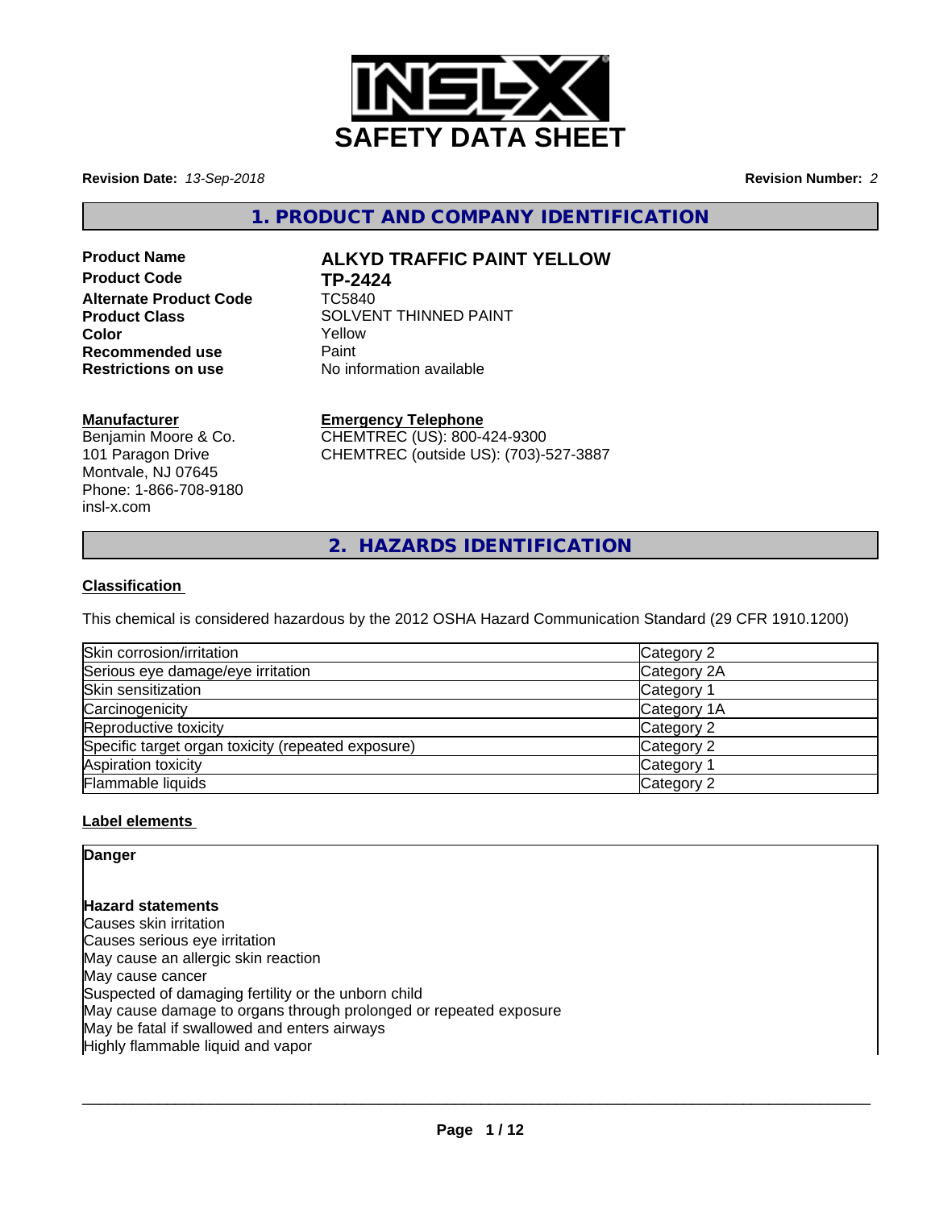# SAFETY DATA SHEET

**Revision Date:** *13-Sep-2018*

**Revision Number:** *2*

## 1. PRODUCT AND COMPANY IDENTIFICATION

| | |
|---|---|
| **Product Name** | **ALKYD TRAFFIC PAINT YELLOW** |
| **Product Code** | **TP-2424** |
| **Alternate Product Code** | TC5840 |
| **Product Class** | SOLVENT THINNED PAINT |
| **Color** | Yellow |
| **Recommended use** | Paint |
| **Restrictions on use** | No information available |

**Manufacturer**
Benjamin Moore & Co.
101 Paragon Drive
Montvale, NJ 07645
Phone: 1-866-708-9180
insl-x.com

**Emergency Telephone**
CHEMTREC (US): 800-424-9300
CHEMTREC (outside US): (703)-527-3887

## 2. HAZARDS IDENTIFICATION

### Classification

This chemical is considered hazardous by the 2012 OSHA Hazard Communication Standard (29 CFR 1910.1200)

| | |
|---|---|
| Skin corrosion/irritation | Category 2 |
| Serious eye damage/eye irritation | Category 2A |
| Skin sensitization | Category 1 |
| Carcinogenicity | Category 1A |
| Reproductive toxicity | Category 2 |
| Specific target organ toxicity (repeated exposure) | Category 2 |
| Aspiration toxicity | Category 1 |
| Flammable liquids | Category 2 |

### Label elements

**Danger**

**Hazard statements**
Causes skin irritation
Causes serious eye irritation
May cause an allergic skin reaction
May cause cancer
Suspected of damaging fertility or the unborn child
May cause damage to organs through prolonged or repeated exposure
May be fatal if swallowed and enters airways
Highly flammable liquid and vapor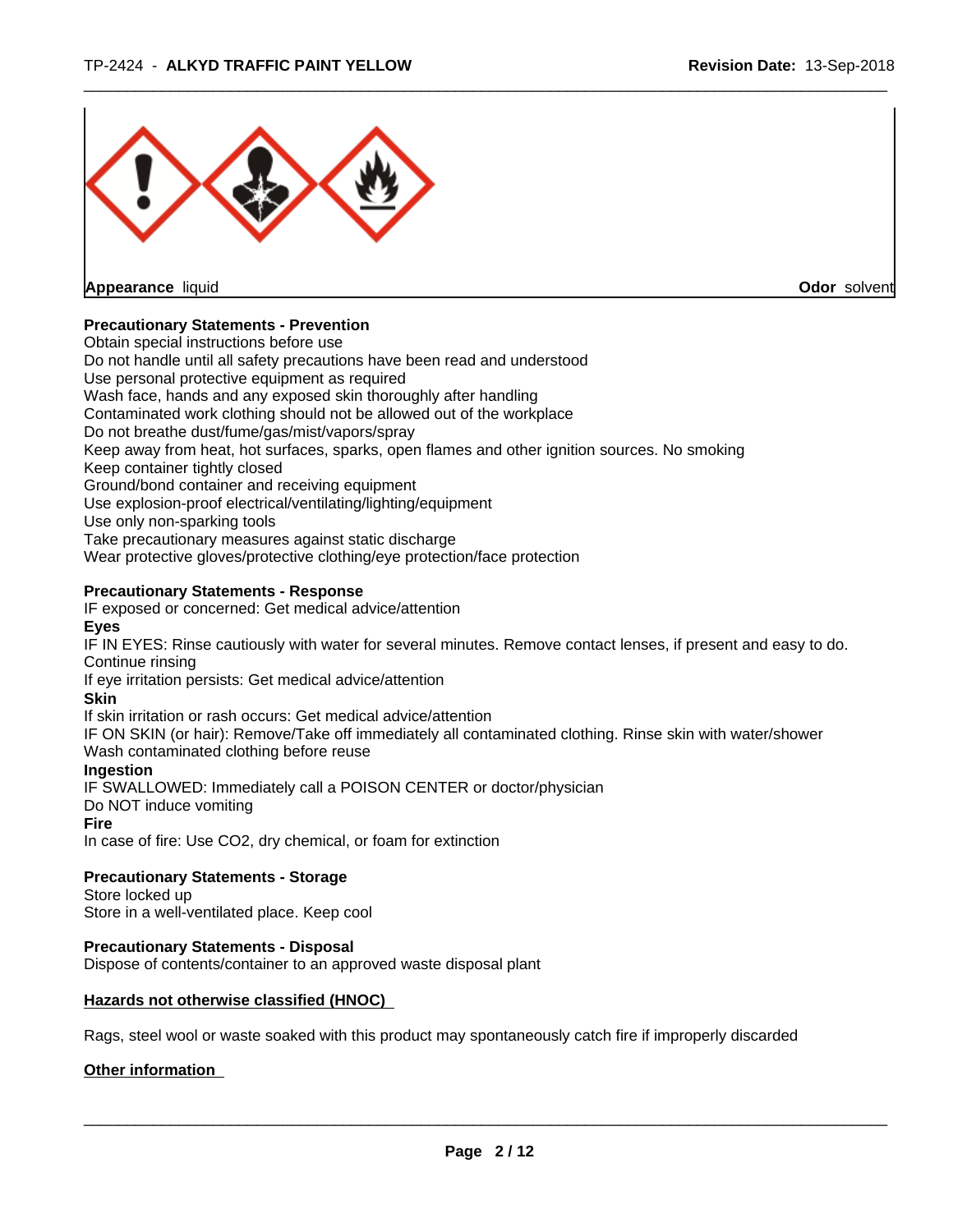**Appearance** liquid **Odor** solvent

**Precautionary Statements - Prevention**

Obtain special instructions before use
Do not handle until all safety precautions have been read and understood
Use personal protective equipment as required
Wash face, hands and any exposed skin thoroughly after handling
Contaminated work clothing should not be allowed out of the workplace
Do not breathe dust/fume/gas/mist/vapors/spray
Keep away from heat, hot surfaces, sparks, open flames and other ignition sources. No smoking
Keep container tightly closed
Ground/bond container and receiving equipment
Use explosion-proof electrical/ventilating/lighting/equipment
Use only non-sparking tools
Take precautionary measures against static discharge
Wear protective gloves/protective clothing/eye protection/face protection

**Precautionary Statements - Response**

IF exposed or concerned: Get medical advice/attention

**Eyes**

IF IN EYES: Rinse cautiously with water for several minutes. Remove contact lenses, if present and easy to do. Continue rinsing
If eye irritation persists: Get medical advice/attention

**Skin**

If skin irritation or rash occurs: Get medical advice/attention
IF ON SKIN (or hair): Remove/Take off immediately all contaminated clothing. Rinse skin with water/shower
Wash contaminated clothing before reuse

**Ingestion**

IF SWALLOWED: Immediately call a POISON CENTER or doctor/physician
Do NOT induce vomiting

**Fire**

In case of fire: Use CO2, dry chemical, or foam for extinction

**Precautionary Statements - Storage**

Store locked up
Store in a well-ventilated place. Keep cool

**Precautionary Statements - Disposal**

Dispose of contents/container to an approved waste disposal plant

**Hazards not otherwise classified (HNOC)**

Rags, steel wool or waste soaked with this product may spontaneously catch fire if improperly discarded

**Other information**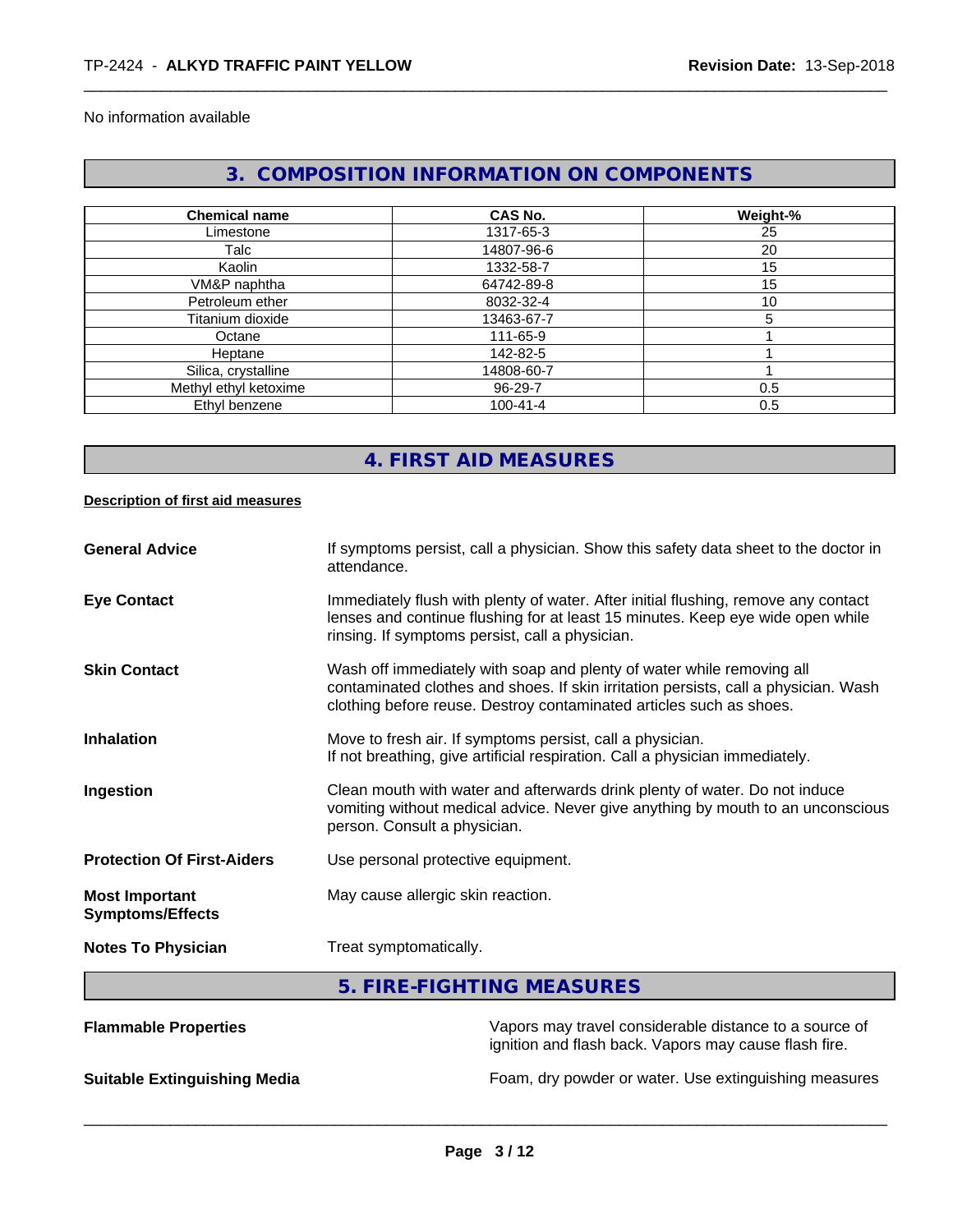No information available

## 3. COMPOSITION INFORMATION ON COMPONENTS

| Chemical name | CAS No. | Weight-% |
|---|---|---|
| Limestone | 1317-65-3 | 25 |
| Talc | 14807-96-6 | 20 |
| Kaolin | 1332-58-7 | 15 |
| VM&P naphtha | 64742-89-8 | 15 |
| Petroleum ether | 8032-32-4 | 10 |
| Titanium dioxide | 13463-67-7 | 5 |
| Octane | 111-65-9 | 1 |
| Heptane | 142-82-5 | 1 |
| Silica, crystalline | 14808-60-7 | 1 |
| Methyl ethyl ketoxime | 96-29-7 | 0.5 |
| Ethyl benzene | 100-41-4 | 0.5 |

## 4. FIRST AID MEASURES

**Description of first aid measures**

**General Advice** If symptoms persist, call a physician. Show this safety data sheet to the doctor in attendance.

**Eye Contact** Immediately flush with plenty of water. After initial flushing, remove any contact lenses and continue flushing for at least 15 minutes. Keep eye wide open while rinsing. If symptoms persist, call a physician.

**Skin Contact** Wash off immediately with soap and plenty of water while removing all contaminated clothes and shoes. If skin irritation persists, call a physician. Wash clothing before reuse. Destroy contaminated articles such as shoes.

**Inhalation** Move to fresh air. If symptoms persist, call a physician.
If not breathing, give artificial respiration. Call a physician immediately.

**Ingestion** Clean mouth with water and afterwards drink plenty of water. Do not induce vomiting without medical advice. Never give anything by mouth to an unconscious person. Consult a physician.

**Protection Of First-Aiders** Use personal protective equipment.

**Most Important Symptoms/Effects** May cause allergic skin reaction.

**Notes To Physician** Treat symptomatically.

## 5. FIRE-FIGHTING MEASURES

**Flammable Properties** Vapors may travel considerable distance to a source of ignition and flash back. Vapors may cause flash fire.

**Suitable Extinguishing Media** Foam, dry powder or water. Use extinguishing measures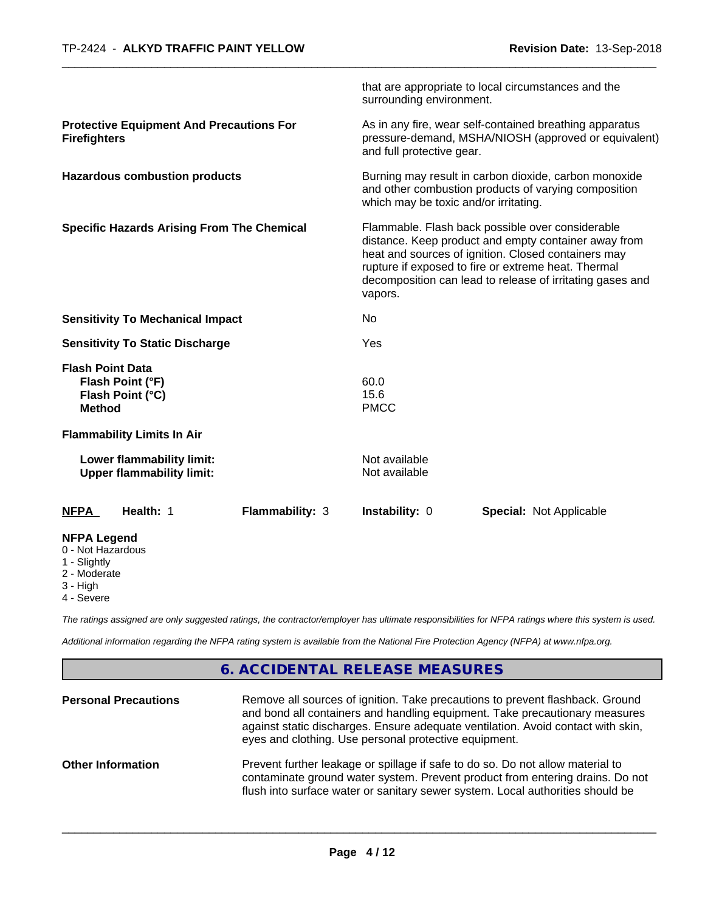that are appropriate to local circumstances and the surrounding environment.

| | |
|---|---|
| **Protective Equipment And Precautions For Firefighters** | As in any fire, wear self-contained breathing apparatus pressure-demand, MSHA/NIOSH (approved or equivalent) and full protective gear. |
| **Hazardous combustion products** | Burning may result in carbon dioxide, carbon monoxide and other combustion products of varying composition which may be toxic and/or irritating. |
| **Specific Hazards Arising From The Chemical** | Flammable. Flash back possible over considerable distance. Keep product and empty container away from heat and sources of ignition. Closed containers may rupture if exposed to fire or extreme heat. Thermal decomposition can lead to release of irritating gases and vapors. |
| **Sensitivity To Mechanical Impact** | No |
| **Sensitivity To Static Discharge** | Yes |

**Flash Point Data**

| | |
|---|---|
| **Flash Point (°F)** | 60.0 |
| **Flash Point (°C)** | 15.6 |
| **Method** | PMCC |

**Flammability Limits In Air**

| | |
|---|---|
| **Lower flammability limit:** | Not available |
| **Upper flammability limit:** | Not available |

| **NFPA** | **Health:** 1 | **Flammability:** 3 | **Instability:** 0 | **Special:** Not Applicable |
|---|---|---|---|---|

**NFPA Legend**
- 0 - Not Hazardous
- 1 - Slightly
- 2 - Moderate
- 3 - High
- 4 - Severe

*The ratings assigned are only suggested ratings, the contractor/employer has ultimate responsibilities for NFPA ratings where this system is used.*

*Additional information regarding the NFPA rating system is available from the National Fire Protection Agency (NFPA) at www.nfpa.org.*

## 6. ACCIDENTAL RELEASE MEASURES

| | |
|---|---|
| **Personal Precautions** | Remove all sources of ignition. Take precautions to prevent flashback. Ground and bond all containers and handling equipment. Take precautionary measures against static discharges. Ensure adequate ventilation. Avoid contact with skin, eyes and clothing. Use personal protective equipment. |
| **Other Information** | Prevent further leakage or spillage if safe to do so. Do not allow material to contaminate ground water system. Prevent product from entering drains. Do not flush into surface water or sanitary sewer system. Local authorities should be |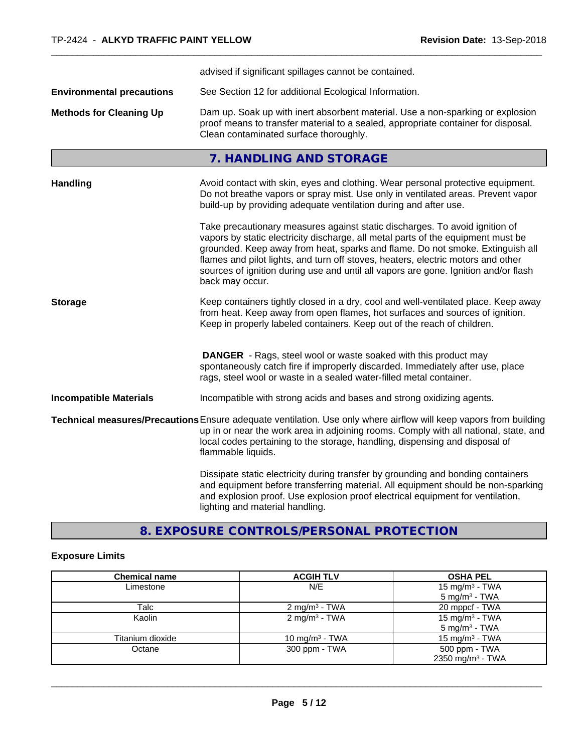advised if significant spillages cannot be contained.

**Environmental precautions** See Section 12 for additional Ecological Information.

**Methods for Cleaning Up** Dam up. Soak up with inert absorbent material. Use a non-sparking or explosion proof means to transfer material to a sealed, appropriate container for disposal. Clean contaminated surface thoroughly.

## 7. HANDLING AND STORAGE

**Handling** Avoid contact with skin, eyes and clothing. Wear personal protective equipment. Do not breathe vapors or spray mist. Use only in ventilated areas. Prevent vapor build-up by providing adequate ventilation during and after use.

Take precautionary measures against static discharges. To avoid ignition of vapors by static electricity discharge, all metal parts of the equipment must be grounded. Keep away from heat, sparks and flame. Do not smoke. Extinguish all flames and pilot lights, and turn off stoves, heaters, electric motors and other sources of ignition during use and until all vapors are gone. Ignition and/or flash back may occur.

**Storage** Keep containers tightly closed in a dry, cool and well-ventilated place. Keep away from heat. Keep away from open flames, hot surfaces and sources of ignition. Keep in properly labeled containers. Keep out of the reach of children.

**DANGER** - Rags, steel wool or waste soaked with this product may spontaneously catch fire if improperly discarded. Immediately after use, place rags, steel wool or waste in a sealed water-filled metal container.

**Incompatible Materials** Incompatible with strong acids and bases and strong oxidizing agents.

**Technical measures/Precautions** Ensure adequate ventilation. Use only where airflow will keep vapors from building up in or near the work area in adjoining rooms. Comply with all national, state, and local codes pertaining to the storage, handling, dispensing and disposal of flammable liquids.

Dissipate static electricity during transfer by grounding and bonding containers and equipment before transferring material. All equipment should be non-sparking and explosion proof. Use explosion proof electrical equipment for ventilation, lighting and material handling.

## 8. EXPOSURE CONTROLS/PERSONAL PROTECTION

### Exposure Limits

| Chemical name | ACGIH TLV | OSHA PEL |
|---|---|---|
| Limestone | N/E | 15 mg/m³ - TWA<br>5 mg/m³ - TWA |
| Talc | 2 mg/m³ - TWA | 20 mppcf - TWA |
| Kaolin | 2 mg/m³ - TWA | 15 mg/m³ - TWA<br>5 mg/m³ - TWA |
| Titanium dioxide | 10 mg/m³ - TWA | 15 mg/m³ - TWA |
| Octane | 300 ppm - TWA | 500 ppm - TWA<br>2350 mg/m³ - TWA |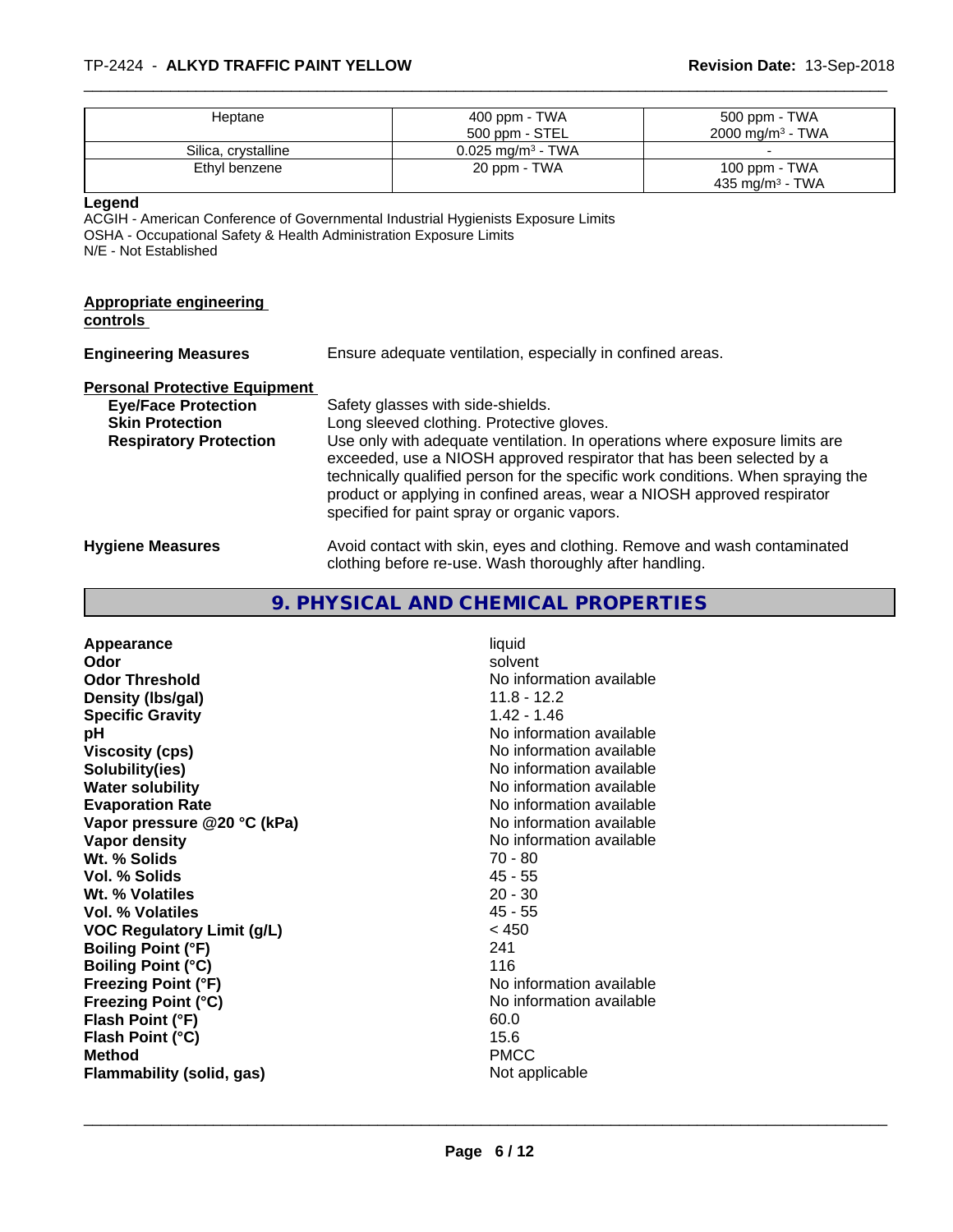| | | |
|---|---|---|
| Heptane | 400 ppm - TWA<br>500 ppm - STEL | 500 ppm - TWA<br>2000 mg/m³ - TWA |
| Silica, crystalline | 0.025 mg/m³ - TWA | - |
| Ethyl benzene | 20 ppm - TWA | 100 ppm - TWA<br>435 mg/m³ - TWA |

**Legend**
ACGIH - American Conference of Governmental Industrial Hygienists Exposure Limits
OSHA - Occupational Safety & Health Administration Exposure Limits
N/E - Not Established

**Appropriate engineering controls**

**Engineering Measures** Ensure adequate ventilation, especially in confined areas.

**Personal Protective Equipment**

**Eye/Face Protection** Safety glasses with side-shields.

**Skin Protection** Long sleeved clothing. Protective gloves.

**Respiratory Protection** Use only with adequate ventilation. In operations where exposure limits are exceeded, use a NIOSH approved respirator that has been selected by a technically qualified person for the specific work conditions. When spraying the product or applying in confined areas, wear a NIOSH approved respirator specified for paint spray or organic vapors.

**Hygiene Measures** Avoid contact with skin, eyes and clothing. Remove and wash contaminated clothing before re-use. Wash thoroughly after handling.

## 9. PHYSICAL AND CHEMICAL PROPERTIES

| | |
|---|---|
| **Appearance** | liquid |
| **Odor** | solvent |
| **Odor Threshold** | No information available |
| **Density (lbs/gal)** | 11.8 - 12.2 |
| **Specific Gravity** | 1.42 - 1.46 |
| **pH** | No information available |
| **Viscosity (cps)** | No information available |
| **Solubility(ies)** | No information available |
| **Water solubility** | No information available |
| **Evaporation Rate** | No information available |
| **Vapor pressure @20 °C (kPa)** | No information available |
| **Vapor density** | No information available |
| **Wt. % Solids** | 70 - 80 |
| **Vol. % Solids** | 45 - 55 |
| **Wt. % Volatiles** | 20 - 30 |
| **Vol. % Volatiles** | 45 - 55 |
| **VOC Regulatory Limit (g/L)** | < 450 |
| **Boiling Point (°F)** | 241 |
| **Boiling Point (°C)** | 116 |
| **Freezing Point (°F)** | No information available |
| **Freezing Point (°C)** | No information available |
| **Flash Point (°F)** | 60.0 |
| **Flash Point (°C)** | 15.6 |
| **Method** | PMCC |
| **Flammability (solid, gas)** | Not applicable |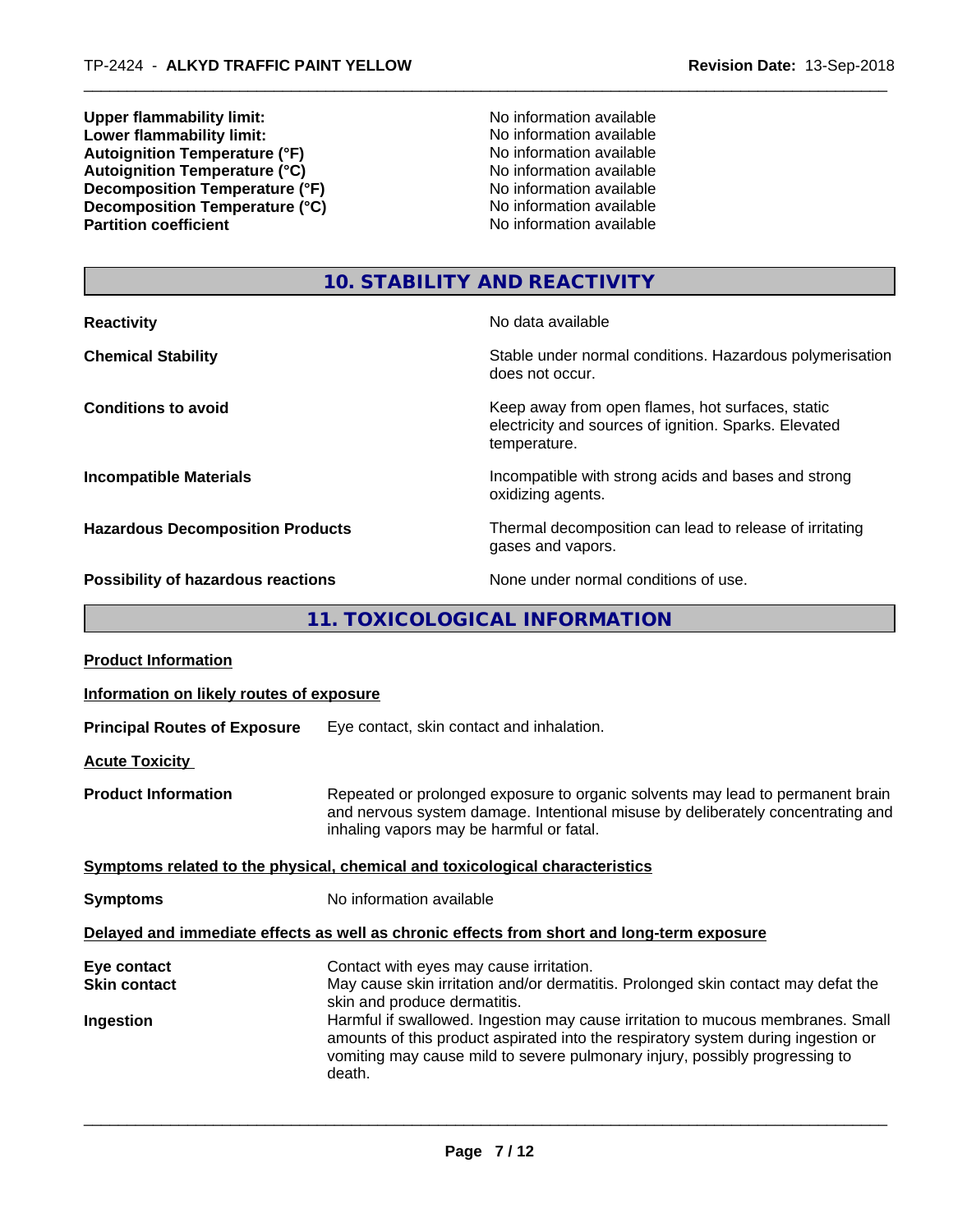| | |
|---|---|
| **Upper flammability limit:** | No information available |
| **Lower flammability limit:** | No information available |
| **Autoignition Temperature (°F)** | No information available |
| **Autoignition Temperature (°C)** | No information available |
| **Decomposition Temperature (°F)** | No information available |
| **Decomposition Temperature (°C)** | No information available |
| **Partition coefficient** | No information available |

## 10. STABILITY AND REACTIVITY

| | |
|---|---|
| **Reactivity** | No data available |
| **Chemical Stability** | Stable under normal conditions. Hazardous polymerisation does not occur. |
| **Conditions to avoid** | Keep away from open flames, hot surfaces, static electricity and sources of ignition. Sparks. Elevated temperature. |
| **Incompatible Materials** | Incompatible with strong acids and bases and strong oxidizing agents. |
| **Hazardous Decomposition Products** | Thermal decomposition can lead to release of irritating gases and vapors. |
| **Possibility of hazardous reactions** | None under normal conditions of use. |

## 11. TOXICOLOGICAL INFORMATION

**Product Information**

**Information on likely routes of exposure**

**Principal Routes of Exposure** Eye contact, skin contact and inhalation.

**Acute Toxicity**

**Product Information** Repeated or prolonged exposure to organic solvents may lead to permanent brain and nervous system damage. Intentional misuse by deliberately concentrating and inhaling vapors may be harmful or fatal.

**Symptoms related to the physical, chemical and toxicological characteristics**

**Symptoms** No information available

**Delayed and immediate effects as well as chronic effects from short and long-term exposure**

| | |
|---|---|
| **Eye contact** | Contact with eyes may cause irritation. |
| **Skin contact** | May cause skin irritation and/or dermatitis. Prolonged skin contact may defat the skin and produce dermatitis. |
| **Ingestion** | Harmful if swallowed. Ingestion may cause irritation to mucous membranes. Small amounts of this product aspirated into the respiratory system during ingestion or vomiting may cause mild to severe pulmonary injury, possibly progressing to death. |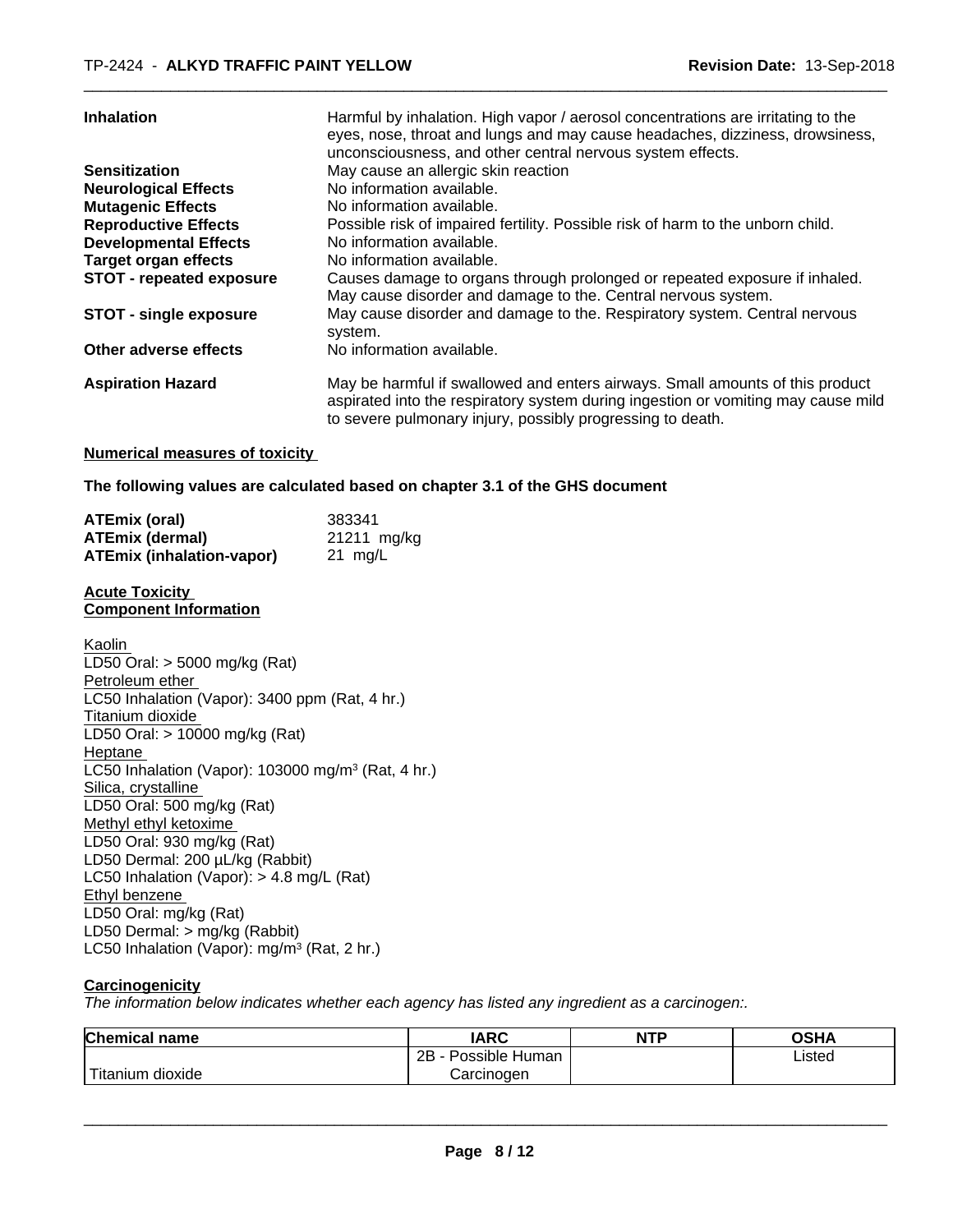| | |
|---|---|
| **Inhalation** | Harmful by inhalation. High vapor / aerosol concentrations are irritating to the eyes, nose, throat and lungs and may cause headaches, dizziness, drowsiness, unconsciousness, and other central nervous system effects. |
| **Sensitization** | May cause an allergic skin reaction |
| **Neurological Effects** | No information available. |
| **Mutagenic Effects** | No information available. |
| **Reproductive Effects** | Possible risk of impaired fertility. Possible risk of harm to the unborn child. |
| **Developmental Effects** | No information available. |
| **Target organ effects** | No information available. |
| **STOT - repeated exposure** | Causes damage to organs through prolonged or repeated exposure if inhaled. May cause disorder and damage to the. Central nervous system. |
| **STOT - single exposure** | May cause disorder and damage to the. Respiratory system. Central nervous system. |
| **Other adverse effects** | No information available. |
| **Aspiration Hazard** | May be harmful if swallowed and enters airways. Small amounts of this product aspirated into the respiratory system during ingestion or vomiting may cause mild to severe pulmonary injury, possibly progressing to death. |

**Numerical measures of toxicity**

**The following values are calculated based on chapter 3.1 of the GHS document**

| | |
|---|---|
| **ATEmix (oral)** | 383341 |
| **ATEmix (dermal)** | 21211 mg/kg |
| **ATEmix (inhalation-vapor)** | 21 mg/L |

**Acute Toxicity**
**Component Information**

Kaolin
LD50 Oral: > 5000 mg/kg (Rat)
Petroleum ether
LC50 Inhalation (Vapor): 3400 ppm (Rat, 4 hr.)
Titanium dioxide
LD50 Oral: > 10000 mg/kg (Rat)
Heptane
LC50 Inhalation (Vapor): 103000 mg/m$^3$ (Rat, 4 hr.)
Silica, crystalline
LD50 Oral: 500 mg/kg (Rat)
Methyl ethyl ketoxime
LD50 Oral: 930 mg/kg (Rat)
LD50 Dermal: 200 µL/kg (Rabbit)
LC50 Inhalation (Vapor): > 4.8 mg/L (Rat)
Ethyl benzene
LD50 Oral: mg/kg (Rat)
LD50 Dermal: > mg/kg (Rabbit)
LC50 Inhalation (Vapor): mg/m$^3$ (Rat, 2 hr.)

**Carcinogenicity**

*The information below indicates whether each agency has listed any ingredient as a carcinogen:.*

| Chemical name | IARC | NTP | OSHA |
|---|---|---|---|
| Titanium dioxide | 2B - Possible Human Carcinogen | | Listed |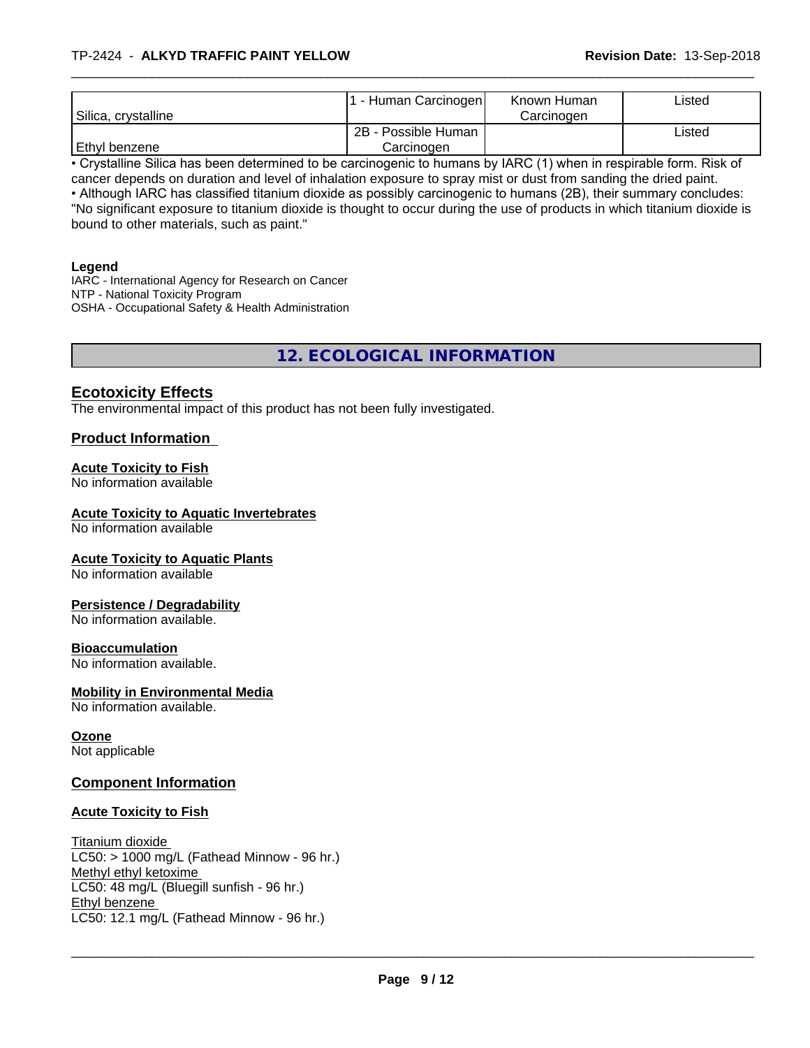| | | | |
|---|---|---|---|
| Silica, crystalline | 1 - Human Carcinogen | Known Human Carcinogen | Listed |
| Ethyl benzene | 2B - Possible Human Carcinogen | | Listed |

• Crystalline Silica has been determined to be carcinogenic to humans by IARC (1) when in respirable form. Risk of cancer depends on duration and level of inhalation exposure to spray mist or dust from sanding the dried paint.
• Although IARC has classified titanium dioxide as possibly carcinogenic to humans (2B), their summary concludes: "No significant exposure to titanium dioxide is thought to occur during the use of products in which titanium dioxide is bound to other materials, such as paint."

**Legend**
IARC - International Agency for Research on Cancer
NTP - National Toxicity Program
OSHA - Occupational Safety & Health Administration

# 12. ECOLOGICAL INFORMATION

## Ecotoxicity Effects

The environmental impact of this product has not been fully investigated.

### Product Information

**Acute Toxicity to Fish**
No information available

**Acute Toxicity to Aquatic Invertebrates**
No information available

**Acute Toxicity to Aquatic Plants**
No information available

**Persistence / Degradability**
No information available.

**Bioaccumulation**
No information available.

**Mobility in Environmental Media**
No information available.

**Ozone**
Not applicable

### Component Information

**Acute Toxicity to Fish**

Titanium dioxide
LC50: > 1000 mg/L (Fathead Minnow - 96 hr.)
Methyl ethyl ketoxime
LC50: 48 mg/L (Bluegill sunfish - 96 hr.)
Ethyl benzene
LC50: 12.1 mg/L (Fathead Minnow - 96 hr.)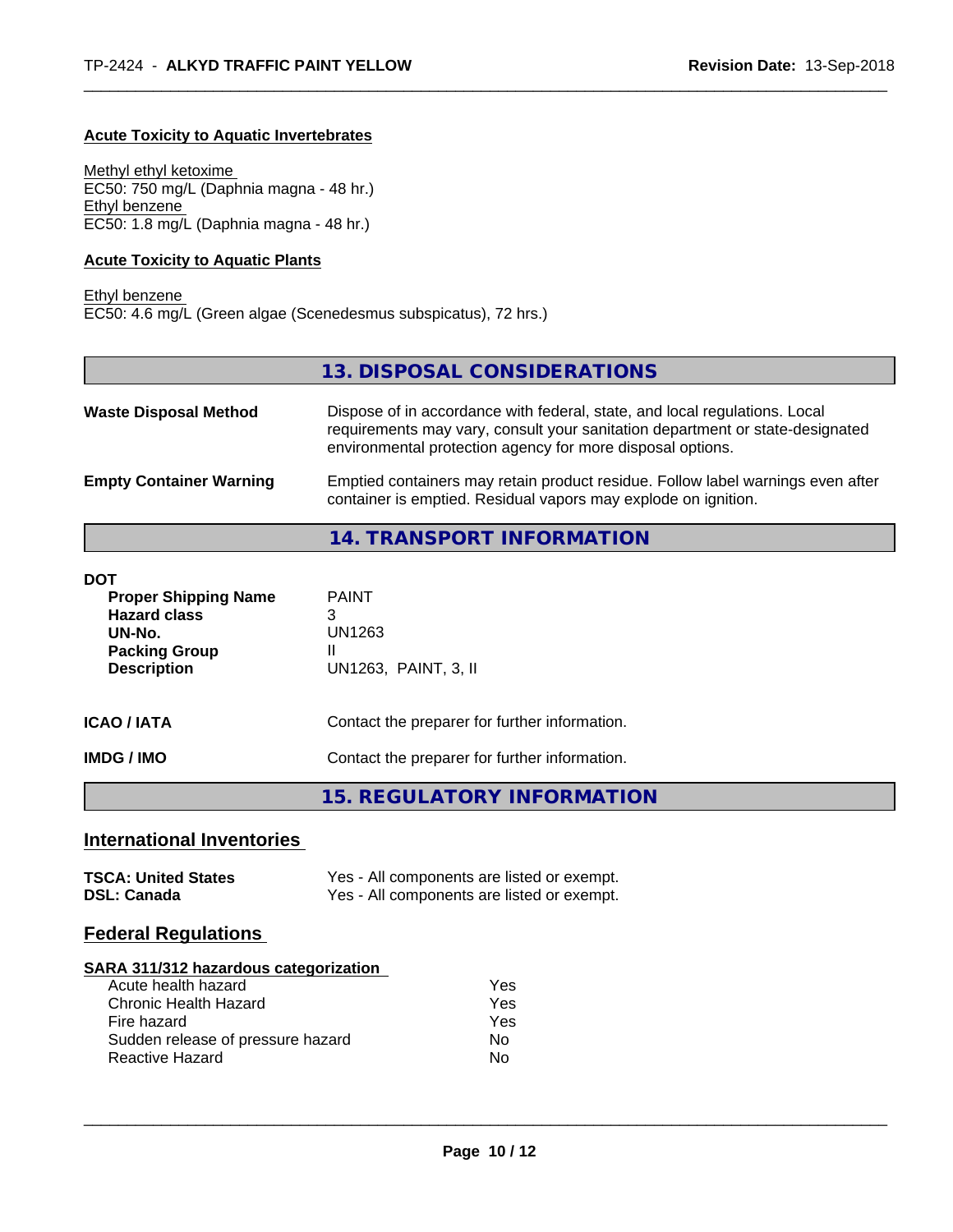#### Acute Toxicity to Aquatic Invertebrates

Methyl ethyl ketoxime
EC50: 750 mg/L (Daphnia magna - 48 hr.)
Ethyl benzene
EC50: 1.8 mg/L (Daphnia magna - 48 hr.)

#### Acute Toxicity to Aquatic Plants

Ethyl benzene
EC50: 4.6 mg/L (Green algae (Scenedesmus subspicatus), 72 hrs.)

## 13. DISPOSAL CONSIDERATIONS

| | |
|---|---|
| **Waste Disposal Method** | Dispose of in accordance with federal, state, and local regulations. Local requirements may vary, consult your sanitation department or state-designated environmental protection agency for more disposal options. |
| **Empty Container Warning** | Emptied containers may retain product residue. Follow label warnings even after container is emptied. Residual vapors may explode on ignition. |

## 14. TRANSPORT INFORMATION

**DOT**

| | |
|---|---|
| **Proper Shipping Name** | PAINT |
| **Hazard class** | 3 |
| **UN-No.** | UN1263 |
| **Packing Group** | II |
| **Description** | UN1263, PAINT, 3, II |

| | |
|---|---|
| **ICAO / IATA** | Contact the preparer for further information. |
| **IMDG / IMO** | Contact the preparer for further information. |

## 15. REGULATORY INFORMATION

### International Inventories

| | |
|---|---|
| **TSCA: United States** | Yes - All components are listed or exempt. |
| **DSL: Canada** | Yes - All components are listed or exempt. |

### Federal Regulations

**SARA 311/312 hazardous categorization**

| | |
|---|---|
| Acute health hazard | Yes |
| Chronic Health Hazard | Yes |
| Fire hazard | Yes |
| Sudden release of pressure hazard | No |
| Reactive Hazard | No |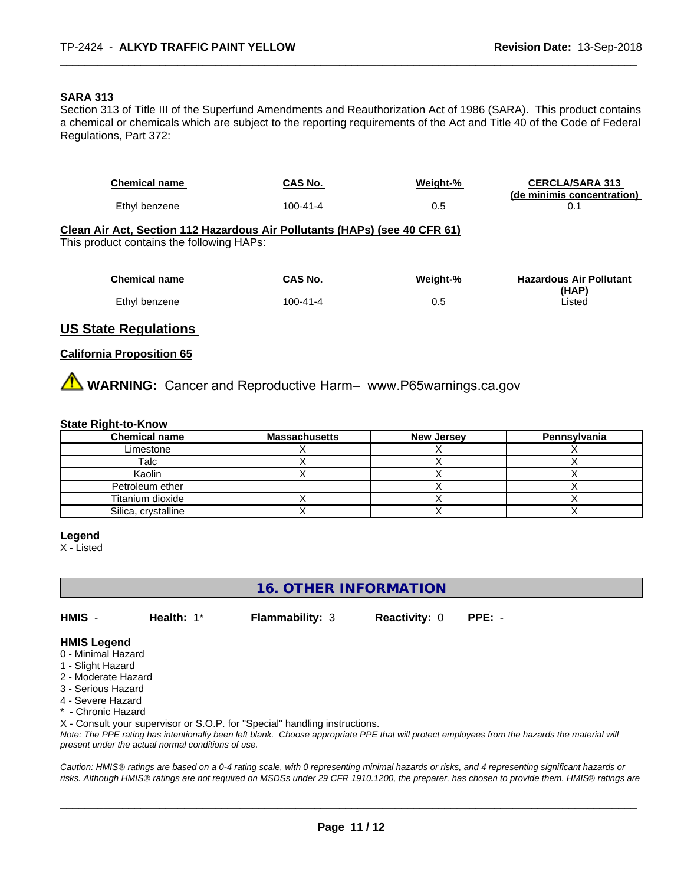**SARA 313**

Section 313 of Title III of the Superfund Amendments and Reauthorization Act of 1986 (SARA). This product contains a chemical or chemicals which are subject to the reporting requirements of the Act and Title 40 of the Code of Federal Regulations, Part 372:

| Chemical name | CAS No. | Weight-% | CERCLA/SARA 313 (de minimis concentration) |
|---|---|---|---|
| Ethyl benzene | 100-41-4 | 0.5 | 0.1 |

**Clean Air Act, Section 112 Hazardous Air Pollutants (HAPs) (see 40 CFR 61)**

This product contains the following HAPs:

| Chemical name | CAS No. | Weight-% | Hazardous Air Pollutant (HAP) |
|---|---|---|---|
| Ethyl benzene | 100-41-4 | 0.5 | Listed |

## US State Regulations

**California Proposition 65**

⚠ **WARNING:** Cancer and Reproductive Harm– www.P65warnings.ca.gov

**State Right-to-Know**

| Chemical name | Massachusetts | New Jersey | Pennsylvania |
|---|---|---|---|
| Limestone | X | X | X |
| Talc | X | X | X |
| Kaolin | X | X | X |
| Petroleum ether | | X | X |
| Titanium dioxide | X | X | X |
| Silica, crystalline | X | X | X |

**Legend**

X - Listed

## 16. OTHER INFORMATION

**HMIS** - **Health:** 1* **Flammability:** 3 **Reactivity:** 0 **PPE:** -

**HMIS Legend**

0 - Minimal Hazard
1 - Slight Hazard
2 - Moderate Hazard
3 - Serious Hazard
4 - Severe Hazard
* - Chronic Hazard
X - Consult your supervisor or S.O.P. for "Special" handling instructions.

*Note: The PPE rating has intentionally been left blank. Choose appropriate PPE that will protect employees from the hazards the material will present under the actual normal conditions of use.*

*Caution: HMIS® ratings are based on a 0-4 rating scale, with 0 representing minimal hazards or risks, and 4 representing significant hazards or risks. Although HMIS® ratings are not required on MSDSs under 29 CFR 1910.1200, the preparer, has chosen to provide them. HMIS® ratings are*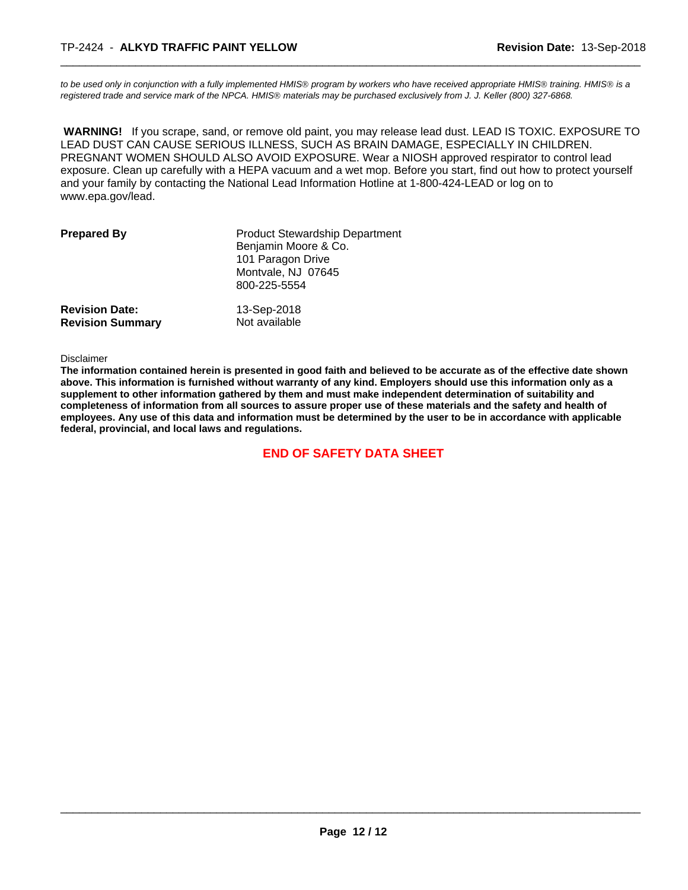*to be used only in conjunction with a fully implemented HMIS® program by workers who have received appropriate HMIS® training. HMIS® is a registered trade and service mark of the NPCA. HMIS® materials may be purchased exclusively from J. J. Keller (800) 327-6868.*

**WARNING!** If you scrape, sand, or remove old paint, you may release lead dust. LEAD IS TOXIC. EXPOSURE TO LEAD DUST CAN CAUSE SERIOUS ILLNESS, SUCH AS BRAIN DAMAGE, ESPECIALLY IN CHILDREN. PREGNANT WOMEN SHOULD ALSO AVOID EXPOSURE. Wear a NIOSH approved respirator to control lead exposure. Clean up carefully with a HEPA vacuum and a wet mop. Before you start, find out how to protect yourself and your family by contacting the National Lead Information Hotline at 1-800-424-LEAD or log on to www.epa.gov/lead.

| | |
|---|---|
| **Prepared By** | Product Stewardship Department<br>Benjamin Moore & Co.<br>101 Paragon Drive<br>Montvale, NJ 07645<br>800-225-5554 |
| **Revision Date:** | 13-Sep-2018 |
| **Revision Summary** | Not available |

Disclaimer

**The information contained herein is presented in good faith and believed to be accurate as of the effective date shown above. This information is furnished without warranty of any kind. Employers should use this information only as a supplement to other information gathered by them and must make independent determination of suitability and completeness of information from all sources to assure proper use of these materials and the safety and health of employees. Any use of this data and information must be determined by the user to be in accordance with applicable federal, provincial, and local laws and regulations.**

**END OF SAFETY DATA SHEET**